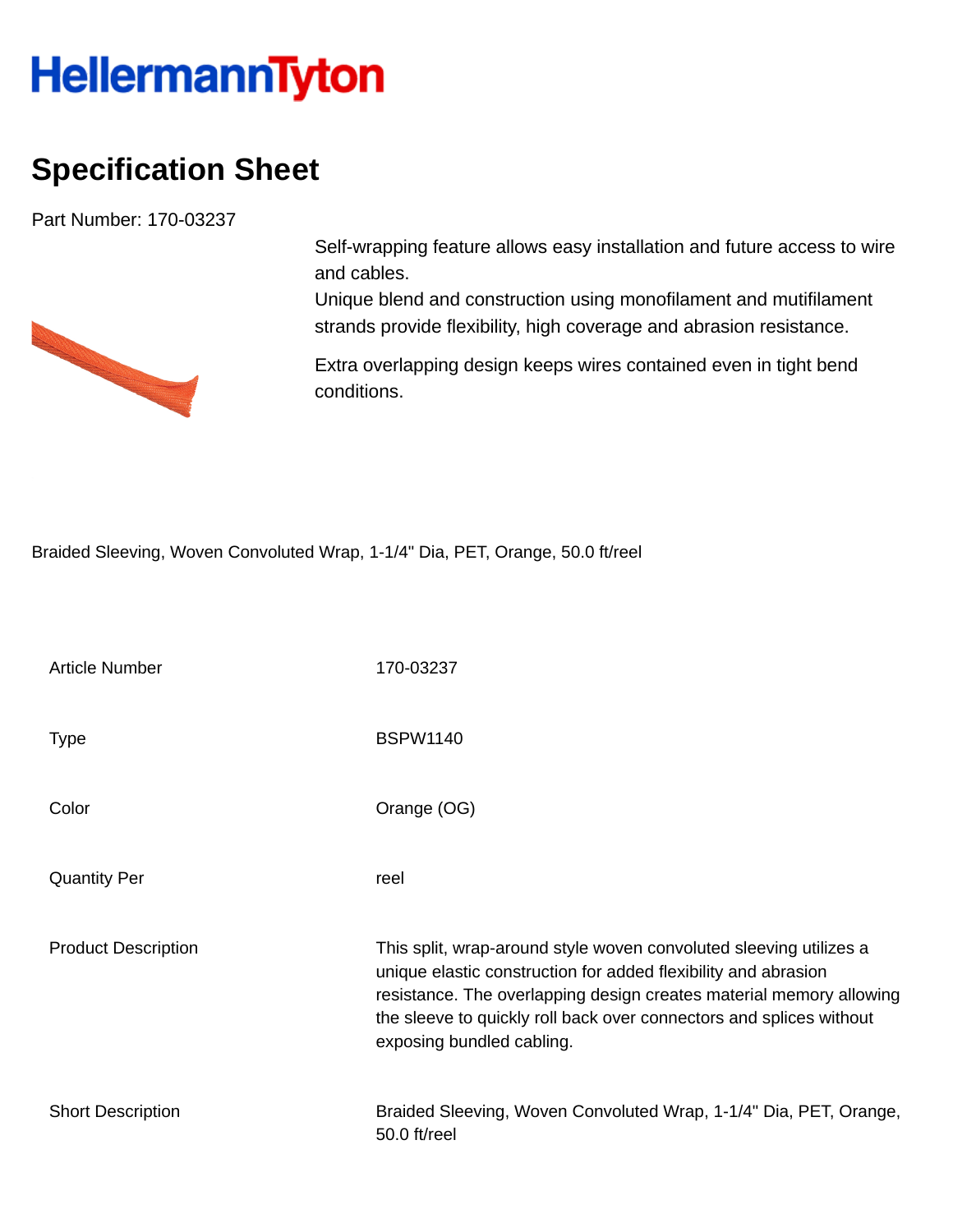HellermannTyton

# Specification Sheet

Part Number: 170-03237

Self-wrapping feature allows easy installation and future access to wire and cables.
Unique blend and construction using monofilament and mutifilament strands provide flexibility, high coverage and abrasion resistance.

Extra overlapping design keeps wires contained even in tight bend conditions.

Braided Sleeving, Woven Convoluted Wrap, 1-1/4" Dia, PET, Orange, 50.0 ft/reel

| | |
|---|---|
| Article Number | 170-03237 |
| Type | BSPW1140 |
| Color | Orange (OG) |
| Quantity Per | reel |
| Product Description | This split, wrap-around style woven convoluted sleeving utilizes a unique elastic construction for added flexibility and abrasion resistance. The overlapping design creates material memory allowing the sleeve to quickly roll back over connectors and splices without exposing bundled cabling. |
| Short Description | Braided Sleeving, Woven Convoluted Wrap, 1-1/4" Dia, PET, Orange, 50.0 ft/reel |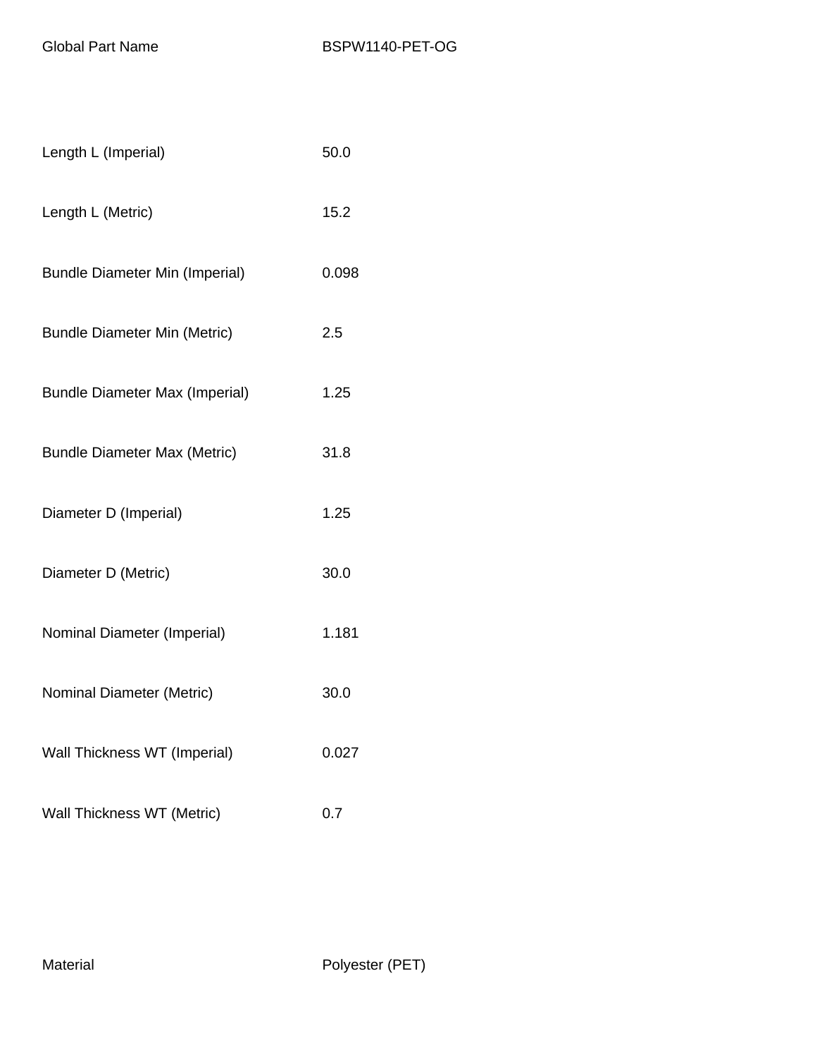| Global Part Name | BSPW1140-PET-OG |
|---|---|
| Length L (Imperial) | 50.0 |
| Length L (Metric) | 15.2 |
| Bundle Diameter Min (Imperial) | 0.098 |
| Bundle Diameter Min (Metric) | 2.5 |
| Bundle Diameter Max (Imperial) | 1.25 |
| Bundle Diameter Max (Metric) | 31.8 |
| Diameter D (Imperial) | 1.25 |
| Diameter D (Metric) | 30.0 |
| Nominal Diameter (Imperial) | 1.181 |
| Nominal Diameter (Metric) | 30.0 |
| Wall Thickness WT (Imperial) | 0.027 |
| Wall Thickness WT (Metric) | 0.7 |
| Material | Polyester (PET) |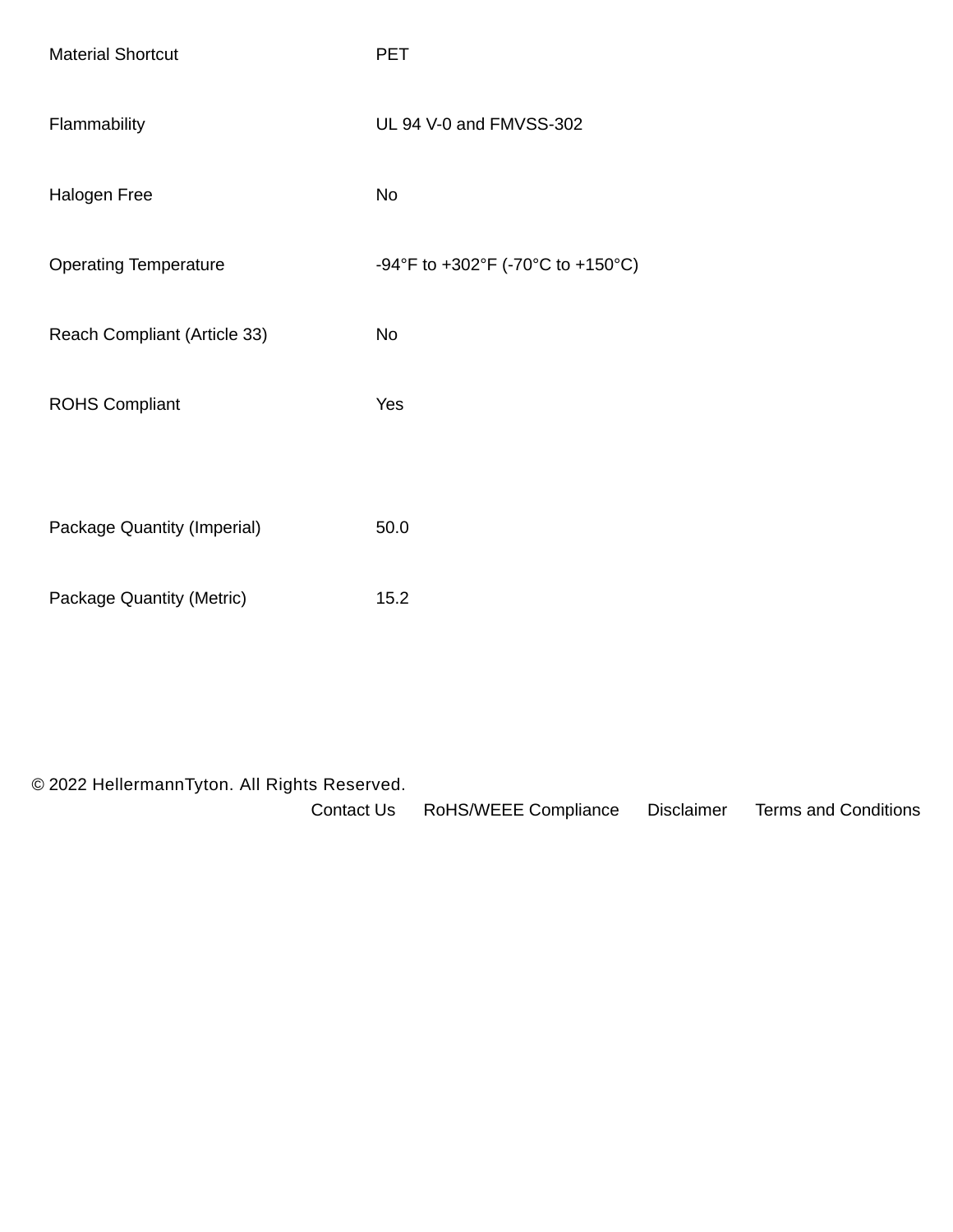| | |
|---|---|
| Material Shortcut | PET |
| Flammability | UL 94 V-0 and FMVSS-302 |
| Halogen Free | No |
| Operating Temperature | -94°F to +302°F (-70°C to +150°C) |
| Reach Compliant (Article 33) | No |
| ROHS Compliant | Yes |

| | |
|---|---|
| Package Quantity (Imperial) | 50.0 |
| Package Quantity (Metric) | 15.2 |

© 2022 HellermannTyton. All Rights Reserved.

Contact Us RoHS/WEEE Compliance Disclaimer Terms and Conditions